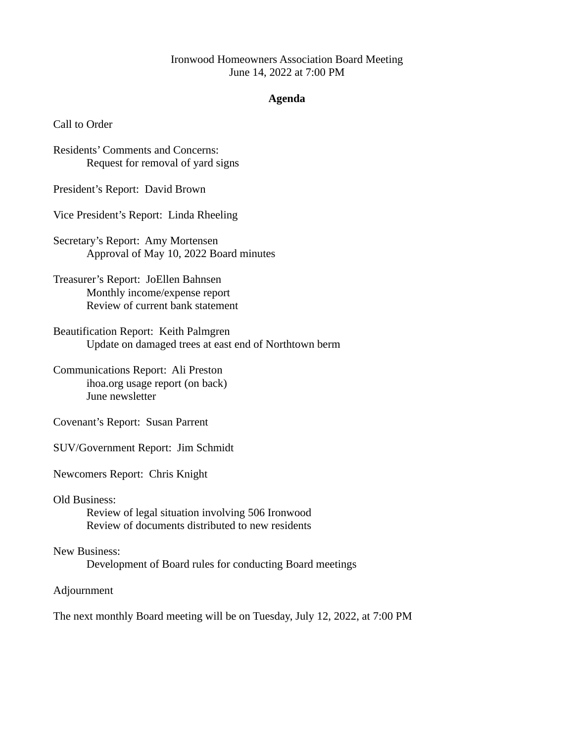Ironwood Homeowners Association Board Meeting
June 14, 2022 at 7:00 PM

## Agenda

Call to Order

Residents' Comments and Concerns:
- Request for removal of yard signs

President's Report: David Brown

Vice President's Report: Linda Rheeling

Secretary's Report: Amy Mortensen
- Approval of May 10, 2022 Board minutes

Treasurer's Report: JoEllen Bahnsen
- Monthly income/expense report
- Review of current bank statement

Beautification Report: Keith Palmgren
- Update on damaged trees at east end of Northtown berm

Communications Report: Ali Preston
- ihoa.org usage report (on back)
- June newsletter

Covenant's Report: Susan Parrent

SUV/Government Report: Jim Schmidt

Newcomers Report: Chris Knight

Old Business:
- Review of legal situation involving 506 Ironwood
- Review of documents distributed to new residents

New Business:
- Development of Board rules for conducting Board meetings

Adjournment

The next monthly Board meeting will be on Tuesday, July 12, 2022, at 7:00 PM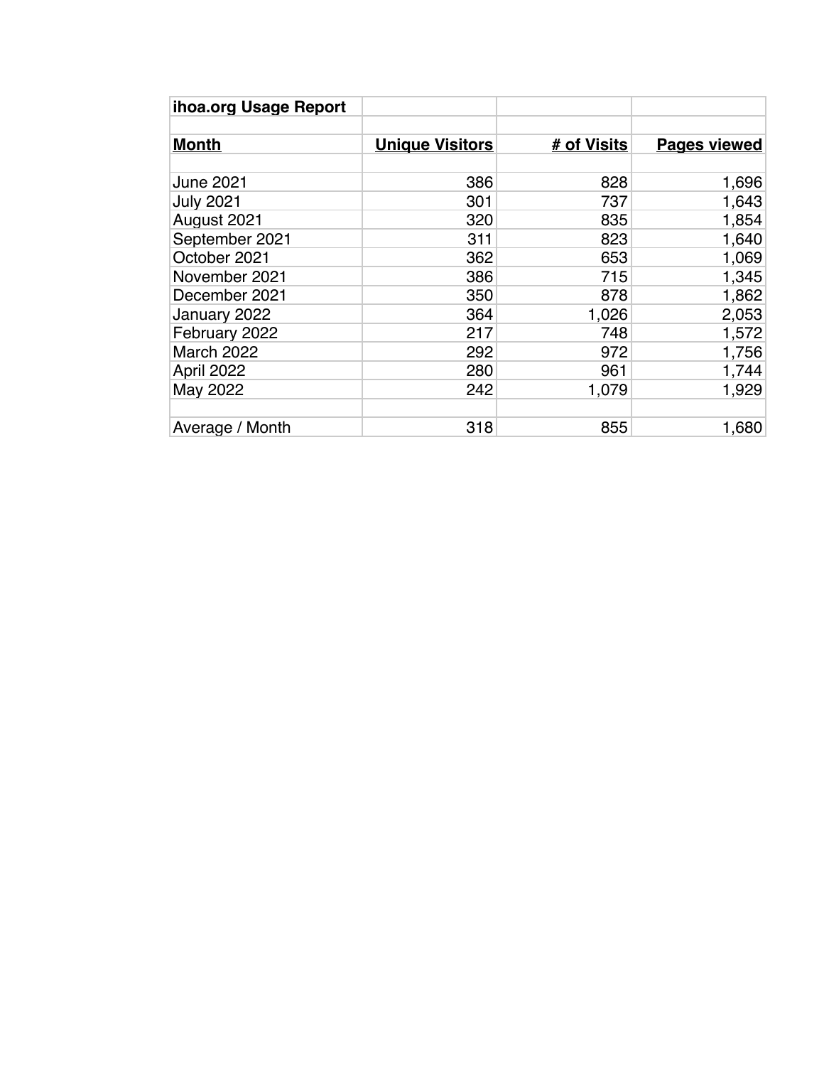**ihoa.org Usage Report**

| Month | Unique Visitors | # of Visits | Pages viewed |
|---|---|---|---|
| June 2021 | 386 | 828 | 1,696 |
| July 2021 | 301 | 737 | 1,643 |
| August 2021 | 320 | 835 | 1,854 |
| September 2021 | 311 | 823 | 1,640 |
| October 2021 | 362 | 653 | 1,069 |
| November 2021 | 386 | 715 | 1,345 |
| December 2021 | 350 | 878 | 1,862 |
| January 2022 | 364 | 1,026 | 2,053 |
| February 2022 | 217 | 748 | 1,572 |
| March 2022 | 292 | 972 | 1,756 |
| April 2022 | 280 | 961 | 1,744 |
| May 2022 | 242 | 1,079 | 1,929 |
| | | | |
| Average / Month | 318 | 855 | 1,680 |